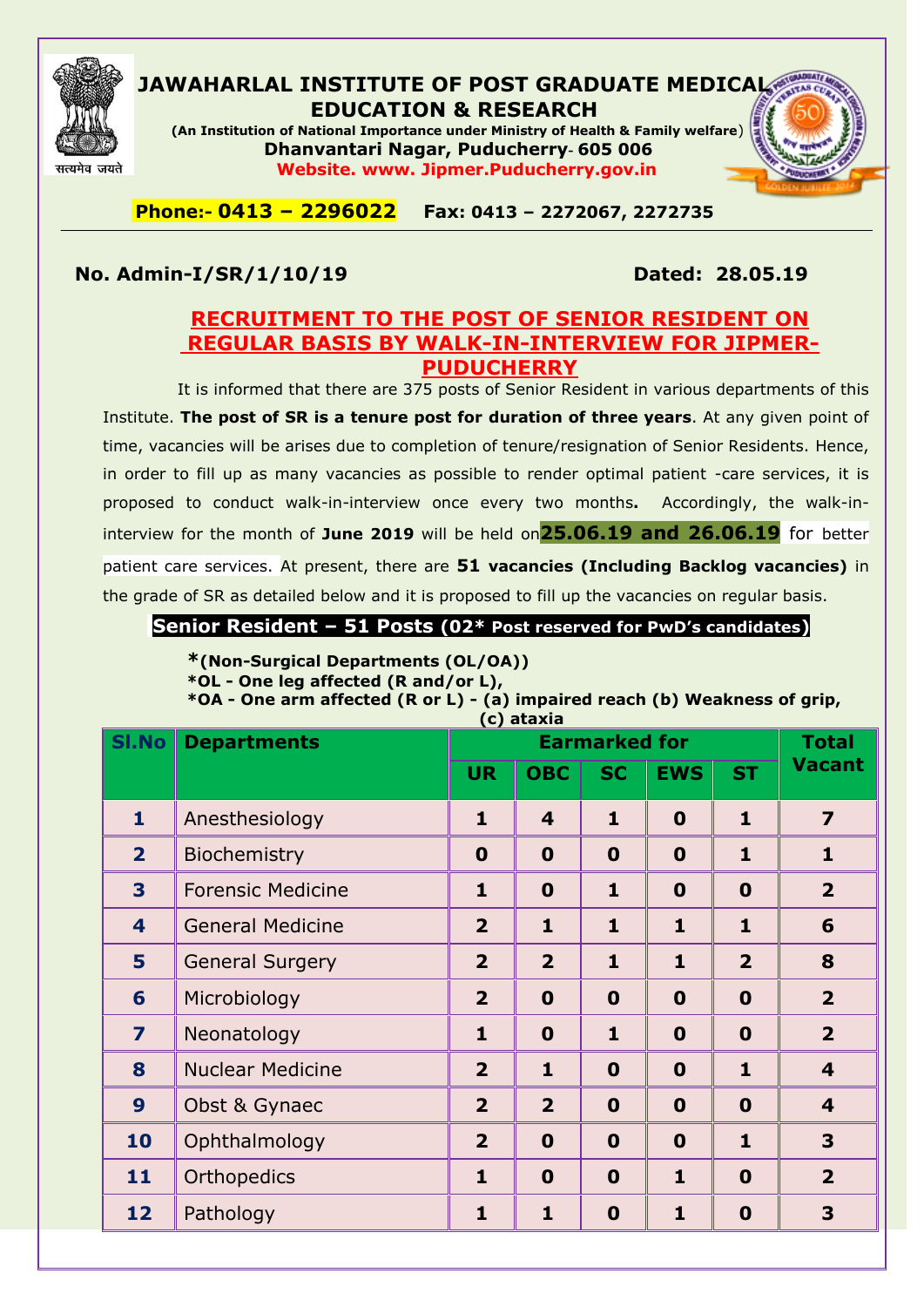# JAWAHARLAL INSTITUTE OF POST GRADUATE MEDICAL EDUCATION & RESEARCH

**(An Institution of National Importance under Ministry of Health & Family welfare)**
**Dhanvantari Nagar, Puducherry- 605 006**
**Website. www. Jipmer.Puducherry.gov.in**

**Phone:- 0413 – 2296022** **Fax: 0413 – 2272067, 2272735**

**No. Admin-I/SR/1/10/19** **Dated: 28.05.19**

## RECRUITMENT TO THE POST OF SENIOR RESIDENT ON REGULAR BASIS BY WALK-IN-INTERVIEW FOR JIPMER-PUDUCHERRY

It is informed that there are 375 posts of Senior Resident in various departments of this Institute. **The post of SR is a tenure post for duration of three years**. At any given point of time, vacancies will be arises due to completion of tenure/resignation of Senior Residents. Hence, in order to fill up as many vacancies as possible to render optimal patient -care services, it is proposed to conduct walk-in-interview once every two months**.** Accordingly, the walk-in-interview for the month of **June 2019** will be held on **25.06.19 and 26.06.19** for better patient care services. At present, there are **51 vacancies (Including Backlog vacancies)** in the grade of SR as detailed below and it is proposed to fill up the vacancies on regular basis.

**Senior Resident – 51 Posts (02* Post reserved for PwD's candidates)**

**\*(Non-Surgical Departments (OL/OA))**
**\*OL - One leg affected (R and/or L),**
**\*OA - One arm affected (R or L) - (a) impaired reach (b) Weakness of grip, (c) ataxia**

| Sl.No | Departments | Earmarked for | | | | | Total Vacant |
|---|---|---|---|---|---|---|---|
| | | UR | OBC | SC | EWS | ST | |
| 1 | Anesthesiology | 1 | 4 | 1 | 0 | 1 | 7 |
| 2 | Biochemistry | 0 | 0 | 0 | 0 | 1 | 1 |
| 3 | Forensic Medicine | 1 | 0 | 1 | 0 | 0 | 2 |
| 4 | General Medicine | 2 | 1 | 1 | 1 | 1 | 6 |
| 5 | General Surgery | 2 | 2 | 1 | 1 | 2 | 8 |
| 6 | Microbiology | 2 | 0 | 0 | 0 | 0 | 2 |
| 7 | Neonatology | 1 | 0 | 1 | 0 | 0 | 2 |
| 8 | Nuclear Medicine | 2 | 1 | 0 | 0 | 1 | 4 |
| 9 | Obst & Gynaec | 2 | 2 | 0 | 0 | 0 | 4 |
| 10 | Ophthalmology | 2 | 0 | 0 | 0 | 1 | 3 |
| 11 | Orthopedics | 1 | 0 | 0 | 1 | 0 | 2 |
| 12 | Pathology | 1 | 1 | 0 | 1 | 0 | 3 |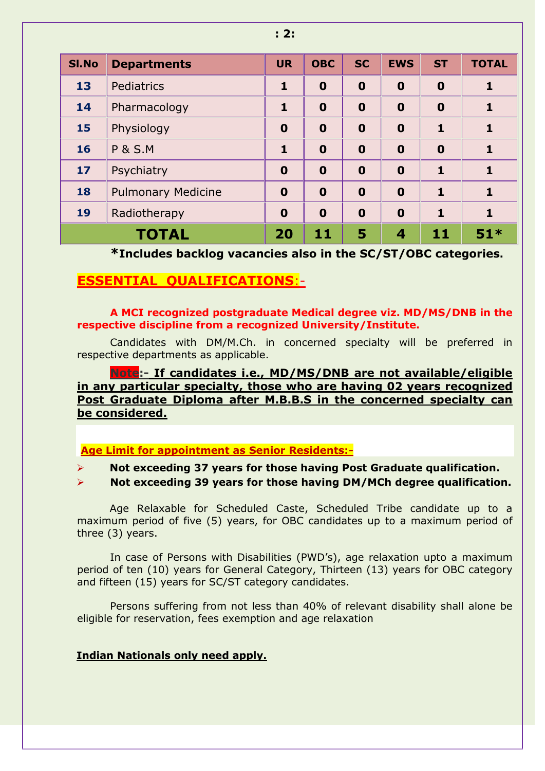| Sl.No | Departments | UR | OBC | SC | EWS | ST | TOTAL |
|---|---|---|---|---|---|---|---|
| 13 | Pediatrics | 1 | 0 | 0 | 0 | 0 | 1 |
| 14 | Pharmacology | 1 | 0 | 0 | 0 | 0 | 1 |
| 15 | Physiology | 0 | 0 | 0 | 0 | 1 | 1 |
| 16 | P & S.M | 1 | 0 | 0 | 0 | 0 | 1 |
| 17 | Psychiatry | 0 | 0 | 0 | 0 | 1 | 1 |
| 18 | Pulmonary Medicine | 0 | 0 | 0 | 0 | 1 | 1 |
| 19 | Radiotherapy | 0 | 0 | 0 | 0 | 1 | 1 |
| **TOTAL** | | **20** | **11** | **5** | **4** | **11** | **51*** |

***Includes backlog vacancies also in the SC/ST/OBC categories.**

## ESSENTIAL QUALIFICATIONS:-

**A MCI recognized postgraduate Medical degree viz. MD/MS/DNB in the respective discipline from a recognized University/Institute.**

Candidates with DM/M.Ch. in concerned specialty will be preferred in respective departments as applicable.

**Note:- If candidates i.e., MD/MS/DNB are not available/eligible in any particular specialty, those who are having 02 years recognized Post Graduate Diploma after M.B.B.S in the concerned specialty can be considered.**

**Age Limit for appointment as Senior Residents:-**

- **Not exceeding 37 years for those having Post Graduate qualification.**
- **Not exceeding 39 years for those having DM/MCh degree qualification.**

Age Relaxable for Scheduled Caste, Scheduled Tribe candidate up to a maximum period of five (5) years, for OBC candidates up to a maximum period of three (3) years.

In case of Persons with Disabilities (PWD's), age relaxation upto a maximum period of ten (10) years for General Category, Thirteen (13) years for OBC category and fifteen (15) years for SC/ST category candidates.

Persons suffering from not less than 40% of relevant disability shall alone be eligible for reservation, fees exemption and age relaxation

**Indian Nationals only need apply.**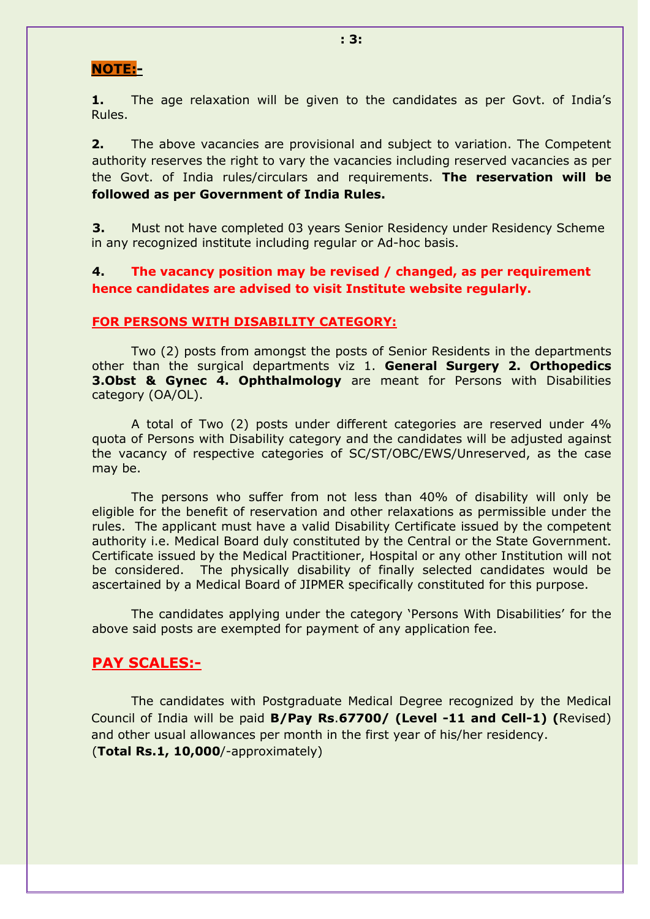**NOTE:-**

**1.** The age relaxation will be given to the candidates as per Govt. of India's Rules.

**2.** The above vacancies are provisional and subject to variation. The Competent authority reserves the right to vary the vacancies including reserved vacancies as per the Govt. of India rules/circulars and requirements. **The reservation will be followed as per Government of India Rules.**

**3.** Must not have completed 03 years Senior Residency under Residency Scheme in any recognized institute including regular or Ad-hoc basis.

**4.** **The vacancy position may be revised / changed, as per requirement hence candidates are advised to visit Institute website regularly.**

**FOR PERSONS WITH DISABILITY CATEGORY:**

Two (2) posts from amongst the posts of Senior Residents in the departments other than the surgical departments viz 1. **General Surgery 2. Orthopedics 3.Obst & Gynec 4. Ophthalmology** are meant for Persons with Disabilities category (OA/OL).

A total of Two (2) posts under different categories are reserved under 4% quota of Persons with Disability category and the candidates will be adjusted against the vacancy of respective categories of SC/ST/OBC/EWS/Unreserved, as the case may be.

The persons who suffer from not less than 40% of disability will only be eligible for the benefit of reservation and other relaxations as permissible under the rules. The applicant must have a valid Disability Certificate issued by the competent authority i.e. Medical Board duly constituted by the Central or the State Government. Certificate issued by the Medical Practitioner, Hospital or any other Institution will not be considered. The physically disability of finally selected candidates would be ascertained by a Medical Board of JIPMER specifically constituted for this purpose.

The candidates applying under the category 'Persons With Disabilities' for the above said posts are exempted for payment of any application fee.

## PAY SCALES:-

The candidates with Postgraduate Medical Degree recognized by the Medical Council of India will be paid **B/Pay Rs.67700/ (Level -11 and Cell-1) (**Revised) and other usual allowances per month in the first year of his/her residency. (**Total Rs.1, 10,000**/-approximately)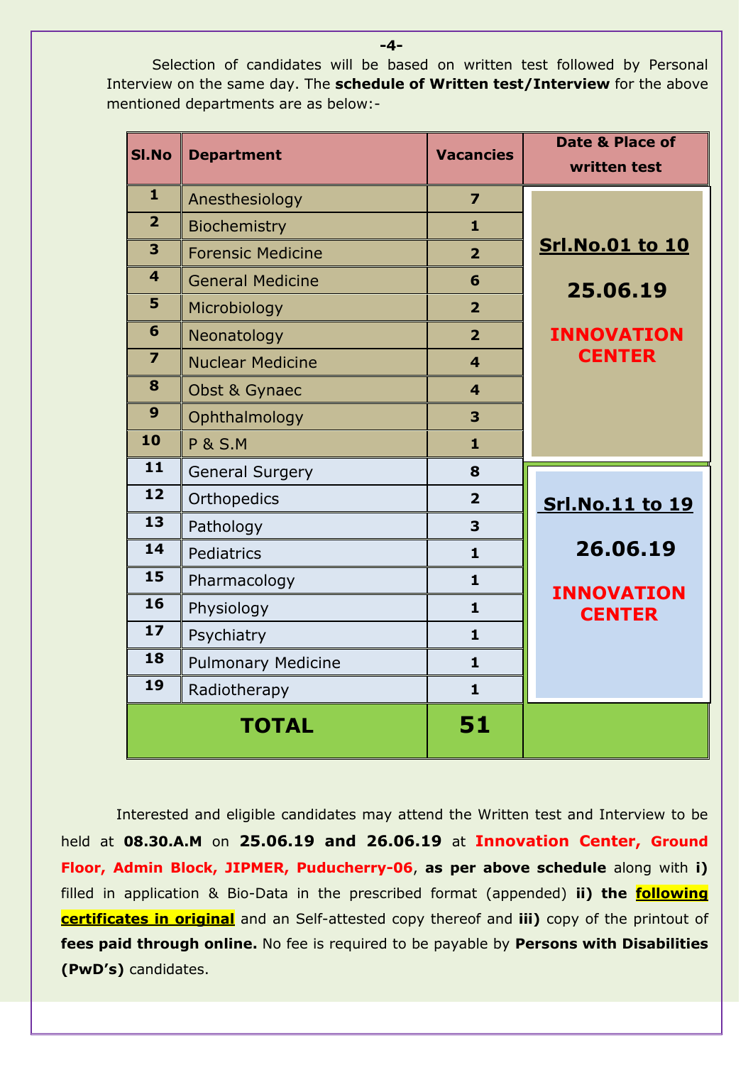Selection of candidates will be based on written test followed by Personal Interview on the same day. The **schedule of Written test/Interview** for the above mentioned departments are as below:-

| Sl.No | Department | Vacancies | Date & Place of written test |
|---|---|---|---|
| 1 | Anesthesiology | 7 | **Srl.No.01 to 10** **25.06.19** **INNOVATION CENTER** |
| 2 | Biochemistry | 1 | |
| 3 | Forensic Medicine | 2 | |
| 4 | General Medicine | 6 | |
| 5 | Microbiology | 2 | |
| 6 | Neonatology | 2 | |
| 7 | Nuclear Medicine | 4 | |
| 8 | Obst & Gynaec | 4 | |
| 9 | Ophthalmology | 3 | |
| 10 | P & S.M | 1 | |
| 11 | General Surgery | 8 | **Srl.No.11 to 19** **26.06.19** **INNOVATION CENTER** |
| 12 | Orthopedics | 2 | |
| 13 | Pathology | 3 | |
| 14 | Pediatrics | 1 | |
| 15 | Pharmacology | 1 | |
| 16 | Physiology | 1 | |
| 17 | Psychiatry | 1 | |
| 18 | Pulmonary Medicine | 1 | |
| 19 | Radiotherapy | 1 | |
| **TOTAL** | | **51** | |

Interested and eligible candidates may attend the Written test and Interview to be held at **08.30.A.M** on **25.06.19 and 26.06.19** at **Innovation Center, Ground Floor, Admin Block, JIPMER, Puducherry-06**, **as per above schedule** along with **i)** filled in application & Bio-Data in the prescribed format (appended) **ii) the following certificates in original** and an Self-attested copy thereof and **iii)** copy of the printout of **fees paid through online.** No fee is required to be payable by **Persons with Disabilities (PwD's)** candidates.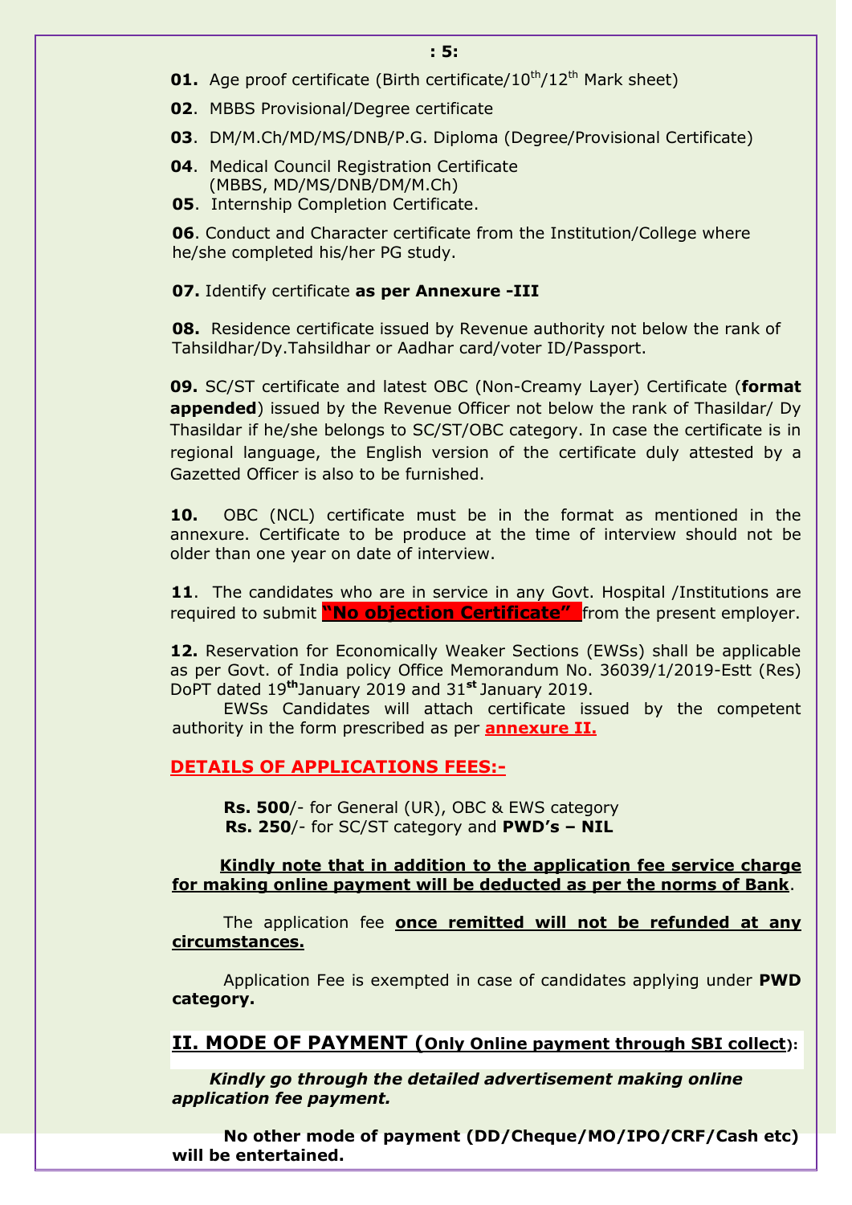**01.** Age proof certificate (Birth certificate/10th/12th Mark sheet)

**02**. MBBS Provisional/Degree certificate

**03**. DM/M.Ch/MD/MS/DNB/P.G. Diploma (Degree/Provisional Certificate)

**04**. Medical Council Registration Certificate (MBBS, MD/MS/DNB/DM/M.Ch)

**05**. Internship Completion Certificate.

**06**. Conduct and Character certificate from the Institution/College where he/she completed his/her PG study.

**07.** Identify certificate **as per Annexure -III**

**08.** Residence certificate issued by Revenue authority not below the rank of Tahsildhar/Dy.Tahsildhar or Aadhar card/voter ID/Passport.

**09.** SC/ST certificate and latest OBC (Non-Creamy Layer) Certificate (**format appended**) issued by the Revenue Officer not below the rank of Thasildar/ Dy Thasildar if he/she belongs to SC/ST/OBC category. In case the certificate is in regional language, the English version of the certificate duly attested by a Gazetted Officer is also to be furnished.

**10.** OBC (NCL) certificate must be in the format as mentioned in the annexure. Certificate to be produce at the time of interview should not be older than one year on date of interview.

**11**. The candidates who are in service in any Govt. Hospital /Institutions are required to submit **"No objection Certificate"** from the present employer.

**12.** Reservation for Economically Weaker Sections (EWSs) shall be applicable as per Govt. of India policy Office Memorandum No. 36039/1/2019-Estt (Res) DoPT dated 19th January 2019 and 31st January 2019.

EWSs Candidates will attach certificate issued by the competent authority in the form prescribed as per **annexure II.**

## DETAILS OF APPLICATIONS FEES:-

**Rs. 500**/- for General (UR), OBC & EWS category
**Rs. 250**/- for SC/ST category and **PWD's – NIL**

**Kindly note that in addition to the application fee service charge for making online payment will be deducted as per the norms of Bank**.

The application fee **once remitted will not be refunded at any circumstances.**

Application Fee is exempted in case of candidates applying under **PWD category.**

## II. MODE OF PAYMENT (Only Online payment through SBI collect):

***Kindly go through the detailed advertisement making online application fee payment.***

**No other mode of payment (DD/Cheque/MO/IPO/CRF/Cash etc) will be entertained.**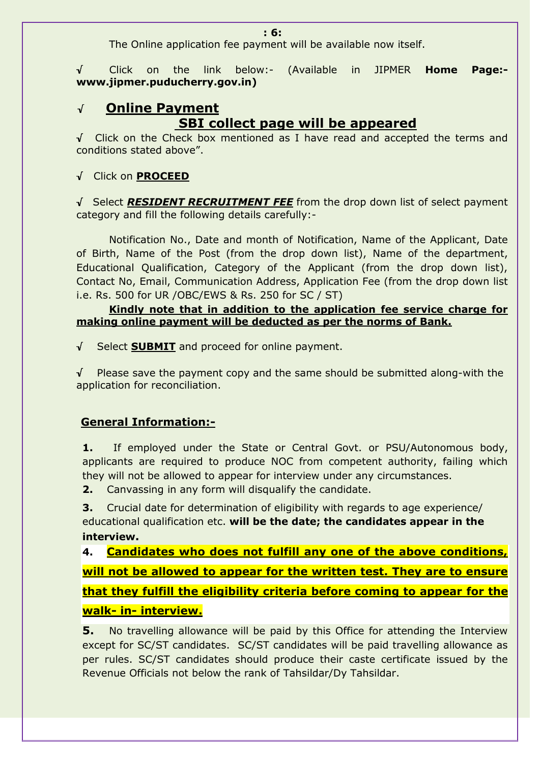The Online application fee payment will be available now itself.

√ Click on the link below:- (Available in JIPMER **Home Page:- www.jipmer.puducherry.gov.in)**

√ **<u>Online Payment</u>**

**<u>SBI collect page will be appeared</u>**

√ Click on the Check box mentioned as I have read and accepted the terms and conditions stated above".

√ Click on **<u>PROCEED</u>**

√ Select ***<u>RESIDENT RECRUITMENT FEE</u>*** from the drop down list of select payment category and fill the following details carefully:-

Notification No., Date and month of Notification, Name of the Applicant, Date of Birth, Name of the Post (from the drop down list), Name of the department, Educational Qualification, Category of the Applicant (from the drop down list), Contact No, Email, Communication Address, Application Fee (from the drop down list i.e. Rs. 500 for UR /OBC/EWS & Rs. 250 for SC / ST)

**<u>Kindly note that in addition to the application fee service charge for making online payment will be deducted as per the norms of Bank.</u>**

√ Select **<u>SUBMIT</u>** and proceed for online payment.

√ Please save the payment copy and the same should be submitted along-with the application for reconciliation.

**<u>General Information:-</u>**

**1.** If employed under the State or Central Govt. or PSU/Autonomous body, applicants are required to produce NOC from competent authority, failing which they will not be allowed to appear for interview under any circumstances.

**2.** Canvassing in any form will disqualify the candidate.

**3.** Crucial date for determination of eligibility with regards to age experience/ educational qualification etc. **will be the date; the candidates appear in the interview.**

**4.** **<u>Candidates who does not fulfill any one of the above conditions, will not be allowed to appear for the written test. They are to ensure that they fulfill the eligibility criteria before coming to appear for the walk- in- interview.</u>**

**5.** No travelling allowance will be paid by this Office for attending the Interview except for SC/ST candidates. SC/ST candidates will be paid travelling allowance as per rules. SC/ST candidates should produce their caste certificate issued by the Revenue Officials not below the rank of Tahsildar/Dy Tahsildar.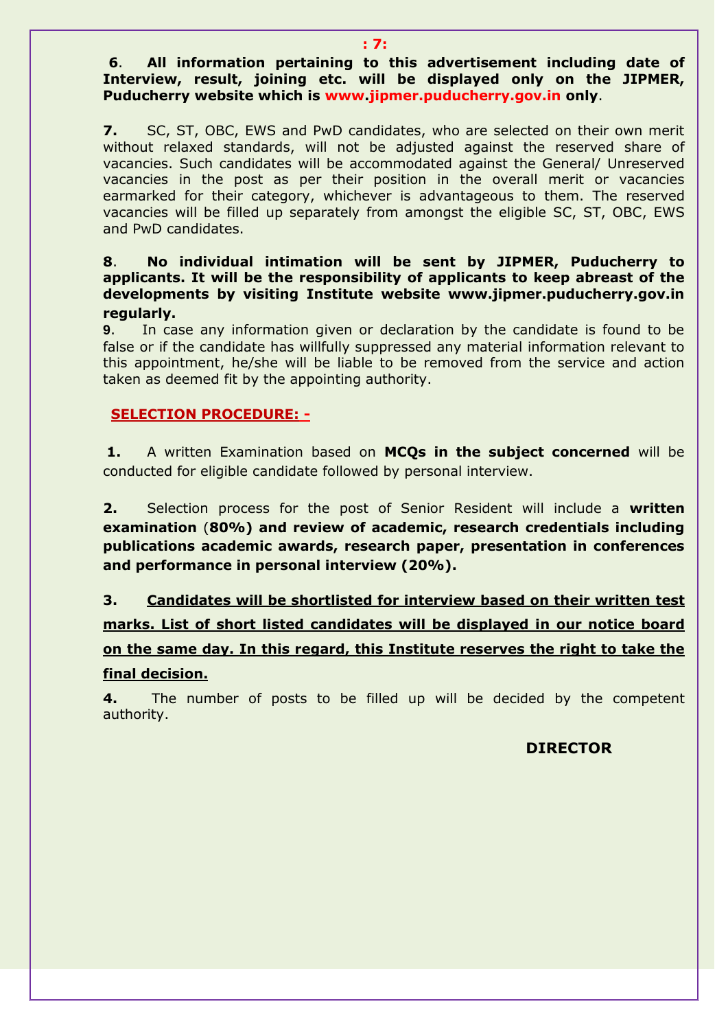**6. All information pertaining to this advertisement including date of Interview, result, joining etc. will be displayed only on the JIPMER, Puducherry website which is www.jipmer.puducherry.gov.in only.**

**7.** SC, ST, OBC, EWS and PwD candidates, who are selected on their own merit without relaxed standards, will not be adjusted against the reserved share of vacancies. Such candidates will be accommodated against the General/ Unreserved vacancies in the post as per their position in the overall merit or vacancies earmarked for their category, whichever is advantageous to them. The reserved vacancies will be filled up separately from amongst the eligible SC, ST, OBC, EWS and PwD candidates.

**8. No individual intimation will be sent by JIPMER, Puducherry to applicants. It will be the responsibility of applicants to keep abreast of the developments by visiting Institute website www.jipmer.puducherry.gov.in regularly.**

**9**. In case any information given or declaration by the candidate is found to be false or if the candidate has willfully suppressed any material information relevant to this appointment, he/she will be liable to be removed from the service and action taken as deemed fit by the appointing authority.

## SELECTION PROCEDURE: -

**1.** A written Examination based on **MCQs in the subject concerned** will be conducted for eligible candidate followed by personal interview.

**2.** Selection process for the post of Senior Resident will include a **written examination (80%) and review of academic, research credentials including publications academic awards, research paper, presentation in conferences and performance in personal interview (20%).**

**3. Candidates will be shortlisted for interview based on their written test marks. List of short listed candidates will be displayed in our notice board on the same day. In this regard, this Institute reserves the right to take the final decision.**

**4.** The number of posts to be filled up will be decided by the competent authority.

**DIRECTOR**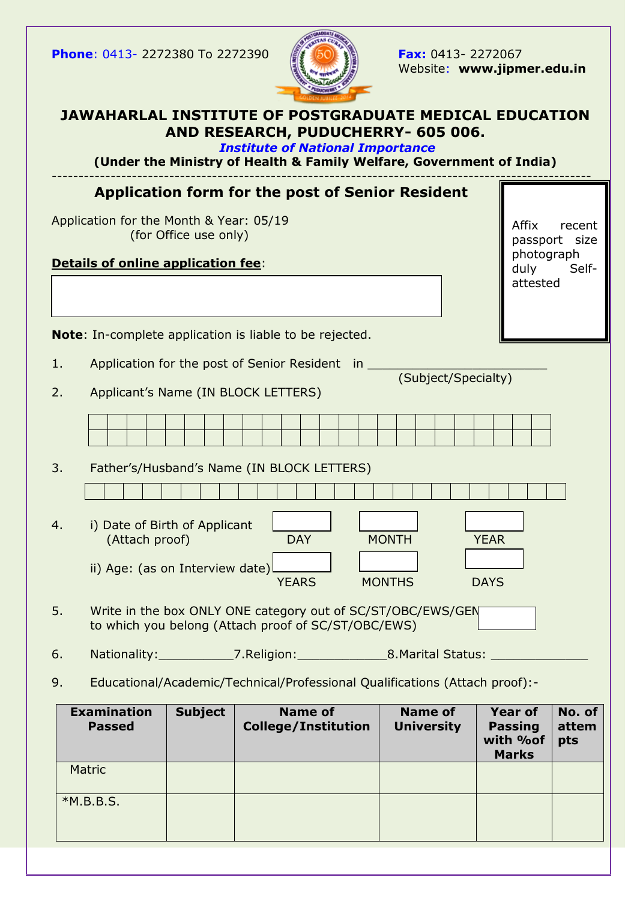**Phone**: 0413- 2272380 To 2272390

**Fax:** 0413- 2272067
Website: **www.jipmer.edu.in**

# JAWAHARLAL INSTITUTE OF POSTGRADUATE MEDICAL EDUCATION AND RESEARCH, PUDUCHERRY- 605 006.

***Institute of National Importance***

**(Under the Ministry of Health & Family Welfare, Government of India)**

---

## Application form for the post of Senior Resident

Application for the Month & Year: 05/19
(for Office use only)

Affix recent passport size photograph duly Self-attested

**Details of online application fee**:

**Note**: In-complete application is liable to be rejected.

1. Application for the post of Senior Resident in ________________________
   (Subject/Specialty)
2. Applicant's Name (IN BLOCK LETTERS)
3. Father's/Husband's Name (IN BLOCK LETTERS)
4. i) Date of Birth of Applicant (Attach proof) DAY MONTH YEAR

   ii) Age: (as on Interview date) YEARS MONTHS DAYS
5. Write in the box ONLY ONE category out of SC/ST/OBC/EWS/GEN to which you belong (Attach proof of SC/ST/OBC/EWS)
6. Nationality:__________ 7.Religion:____________ 8.Marital Status: _____________
9. Educational/Academic/Technical/Professional Qualifications (Attach proof):-

| Examination Passed | Subject | Name of College/Institution | Name of University | Year of Passing with %of Marks | No. of attempts |
|---|---|---|---|---|---|
| Matric | | | | | |
| *M.B.B.S. | | | | | |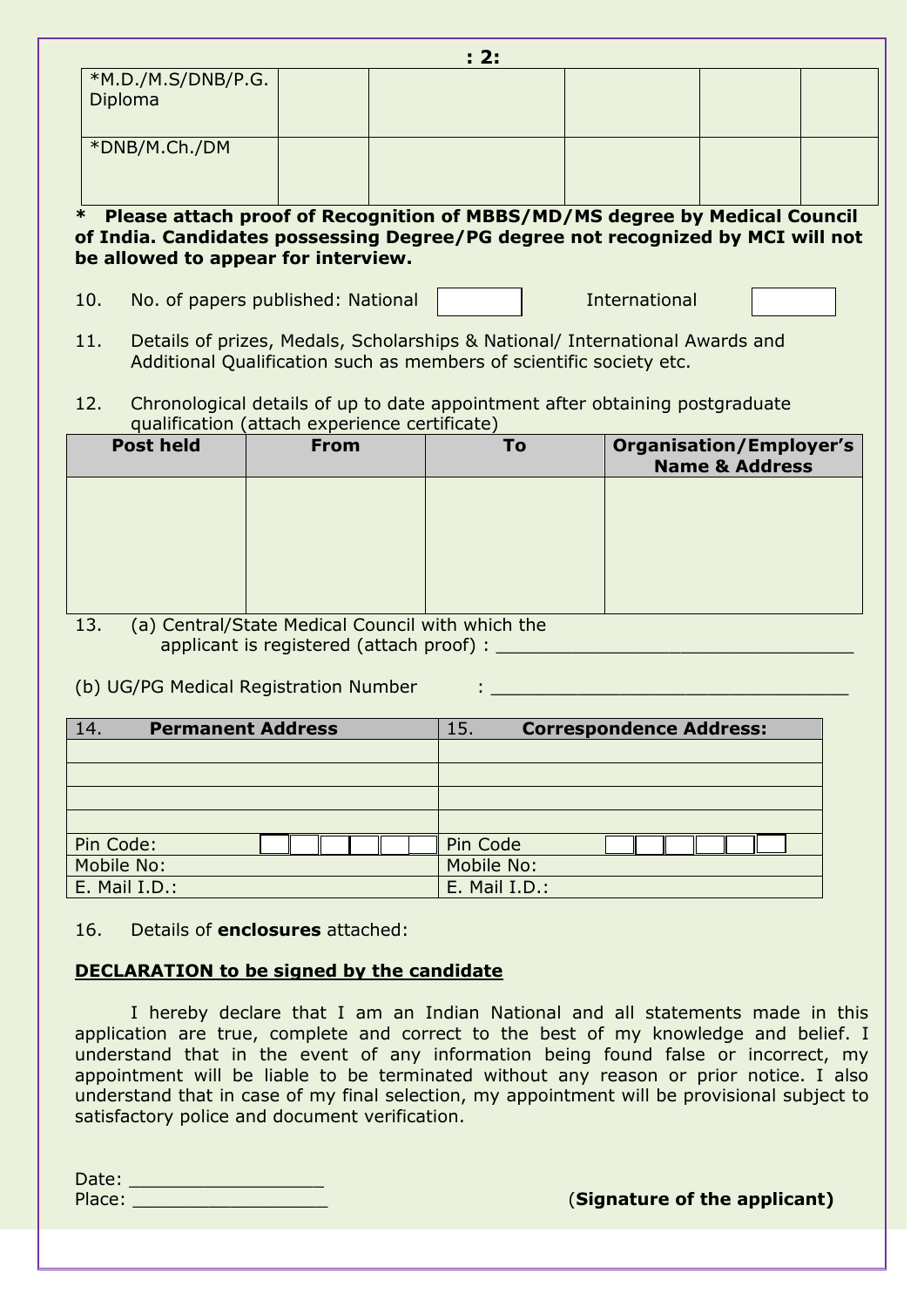| *M.D./M.S/DNB/P.G. Diploma | | | | | |
|---|---|---|---|---|---|
| *DNB/M.Ch./DM | | | | | |

**\* Please attach proof of Recognition of MBBS/MD/MS degree by Medical Council of India. Candidates possessing Degree/PG degree not recognized by MCI will not be allowed to appear for interview.**

10. No. of papers published: National ☐ International ☐

11. Details of prizes, Medals, Scholarships & National/ International Awards and Additional Qualification such as members of scientific society etc.

12. Chronological details of up to date appointment after obtaining postgraduate qualification (attach experience certificate)

| Post held | From | To | Organisation/Employer's Name & Address |
|---|---|---|---|
| | | | |

13. (a) Central/State Medical Council with which the applicant is registered (attach proof) : ______________________________

(b) UG/PG Medical Registration Number : ______________________________

| 14. **Permanent Address** | 15. **Correspondence Address:** |
|---|---|
| | |
| | |
| | |
| | |
| Pin Code: | Pin Code |
| Mobile No: | Mobile No: |
| E. Mail I.D.: | E. Mail I.D.: |

16. Details of **enclosures** attached:

**DECLARATION to be signed by the candidate**

I hereby declare that I am an Indian National and all statements made in this application are true, complete and correct to the best of my knowledge and belief. I understand that in the event of any information being found false or incorrect, my appointment will be liable to be terminated without any reason or prior notice. I also understand that in case of my final selection, my appointment will be provisional subject to satisfactory police and document verification.

Date: __________________

Place: __________________

(**Signature of the applicant)**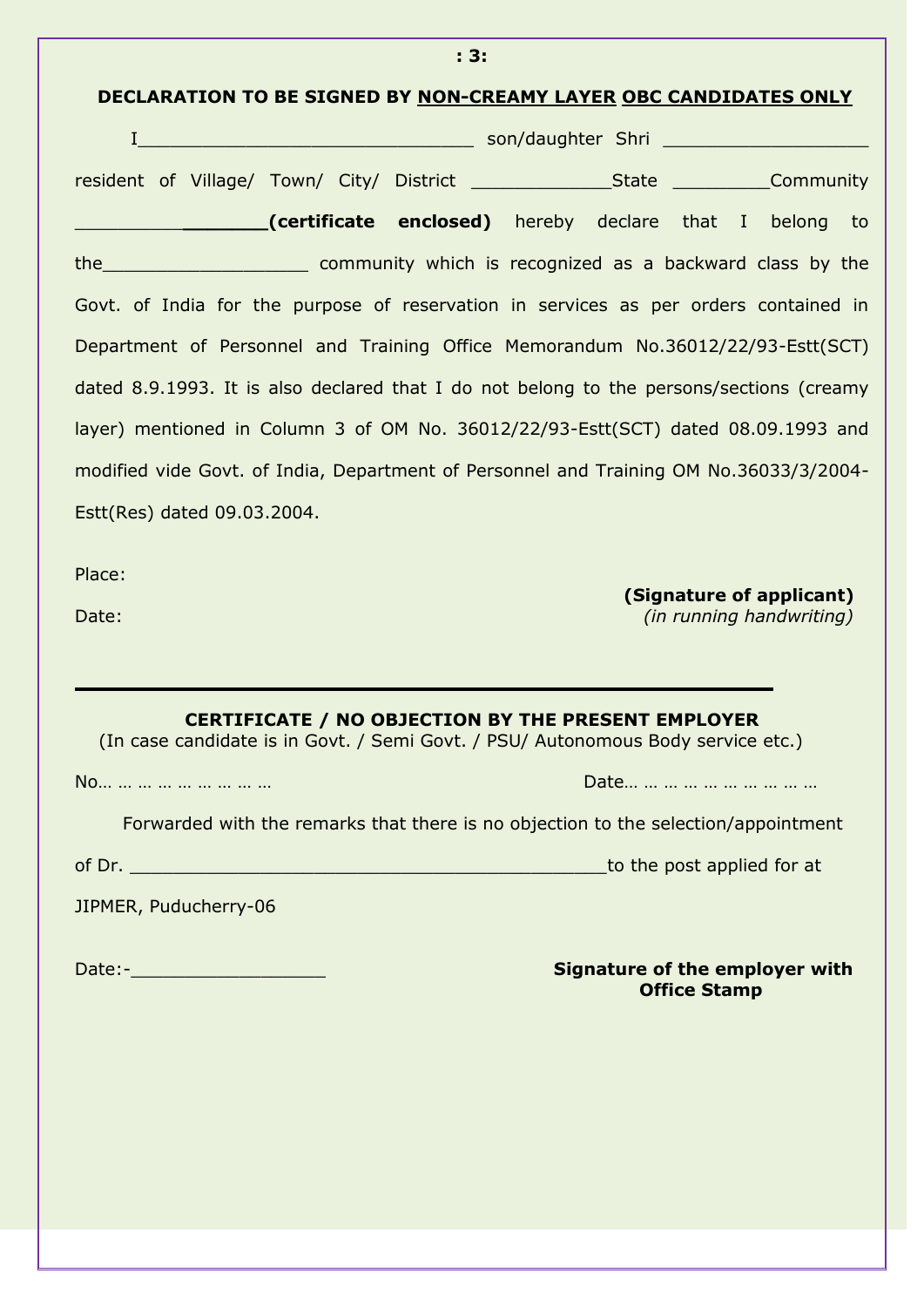## DECLARATION TO BE SIGNED BY NON-CREAMY LAYER OBC CANDIDATES ONLY

I_______________________________ son/daughter Shri ___________________ resident of Village/ Town/ City/ District _____________State _________Community _________________**(certificate enclosed)** hereby declare that I belong to the___________________ community which is recognized as a backward class by the Govt. of India for the purpose of reservation in services as per orders contained in Department of Personnel and Training Office Memorandum No.36012/22/93-Estt(SCT) dated 8.9.1993. It is also declared that I do not belong to the persons/sections (creamy layer) mentioned in Column 3 of OM No. 36012/22/93-Estt(SCT) dated 08.09.1993 and modified vide Govt. of India, Department of Personnel and Training OM No.36033/3/2004-Estt(Res) dated 09.03.2004.

Place:

Date:

**(Signature of applicant)**
*(in running handwriting)*

---

### CERTIFICATE / NO OBJECTION BY THE PRESENT EMPLOYER

(In case candidate is in Govt. / Semi Govt. / PSU/ Autonomous Body service etc.)

No… … … … … … … … …　　　　　　　　Date… … … … … … … … … …

Forwarded with the remarks that there is no objection to the selection/appointment of Dr. _____________________________________________to the post applied for at JIPMER, Puducherry-06

Date:-__________________

**Signature of the employer with Office Stamp**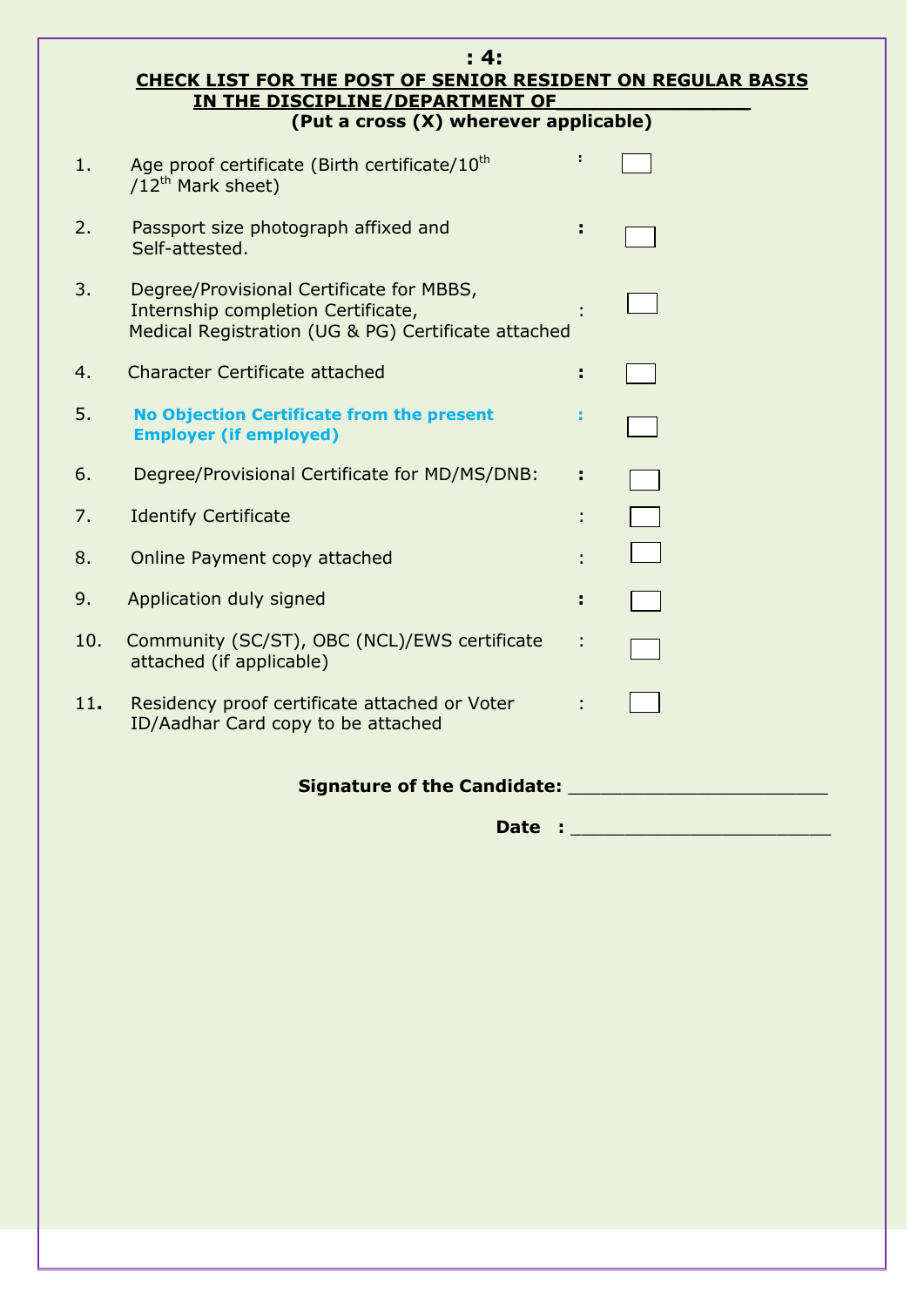**: 4:**

**CHECK LIST FOR THE POST OF SENIOR RESIDENT ON REGULAR BASIS IN THE DISCIPLINE/DEPARTMENT OF \_\_\_\_\_\_\_\_\_\_\_\_\_\_\_**

**(Put a cross (X) wherever applicable)**

| | | | |
|---|---|---|---|
| 1. | Age proof certificate (Birth certificate/10th /12th Mark sheet) | : | ☐ |
| 2. | Passport size photograph affixed and Self-attested. | : | ☐ |
| 3. | Degree/Provisional Certificate for MBBS, Internship completion Certificate, Medical Registration (UG & PG) Certificate attached | : | ☐ |
| 4. | Character Certificate attached | : | ☐ |
| 5. | **No Objection Certificate from the present Employer (if employed)** | : | ☐ |
| 6. | Degree/Provisional Certificate for MD/MS/DNB: | : | ☐ |
| 7. | Identify Certificate | : | ☐ |
| 8. | Online Payment copy attached | : | ☐ |
| 9. | Application duly signed | : | ☐ |
| 10. | Community (SC/ST), OBC (NCL)/EWS certificate attached (if applicable) | : | ☐ |
| 11. | Residency proof certificate attached or Voter ID/Aadhar Card copy to be attached | : | ☐ |

**Signature of the Candidate:** \_\_\_\_\_\_\_\_\_\_\_\_\_\_\_\_\_\_\_\_\_\_\_

**Date :** \_\_\_\_\_\_\_\_\_\_\_\_\_\_\_\_\_\_\_\_\_\_\_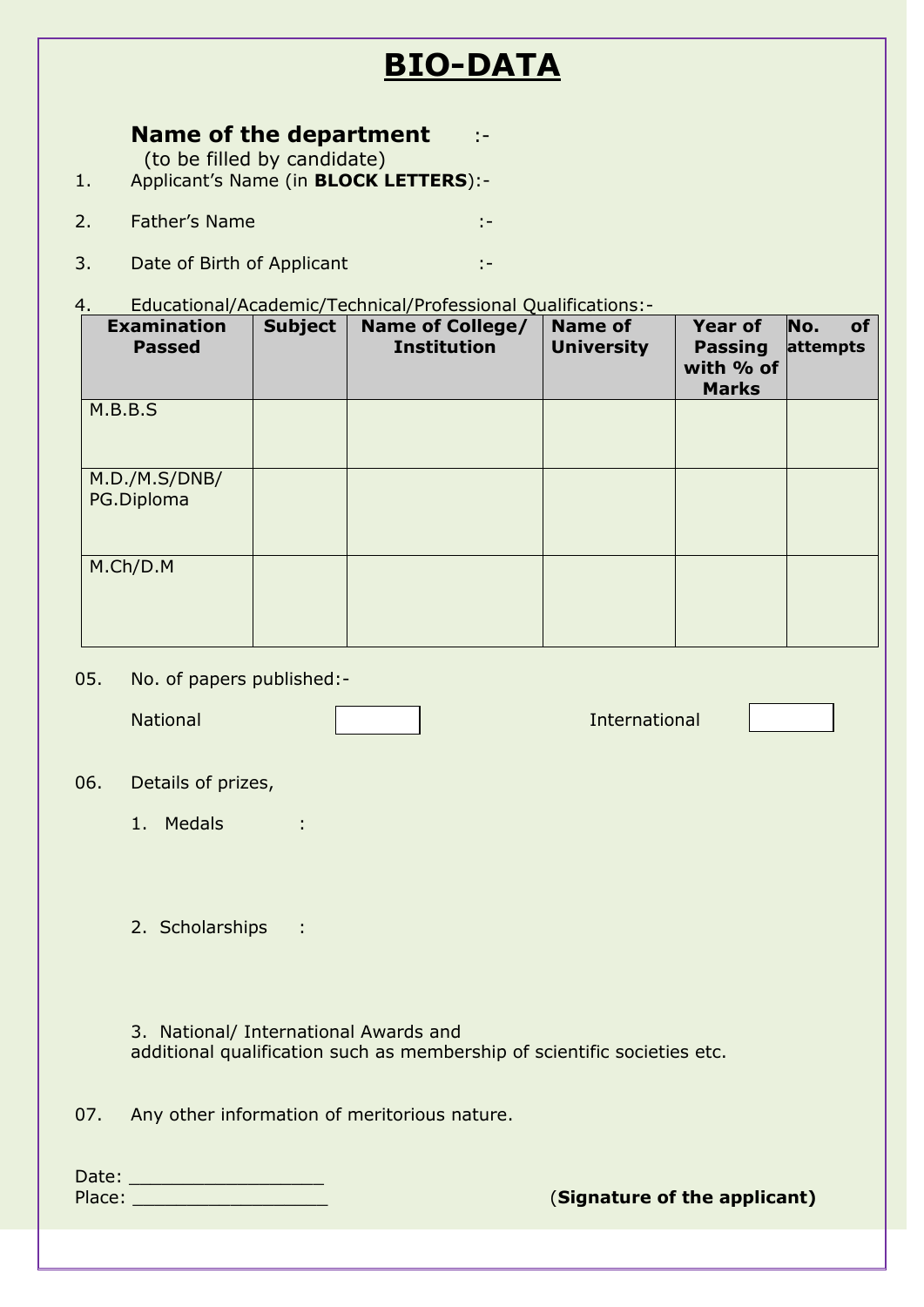# BIO-DATA

**Name of the department** :-
(to be filled by candidate)

1. Applicant's Name (in **BLOCK LETTERS**):-

2. Father's Name :-

3. Date of Birth of Applicant :-

4. Educational/Academic/Technical/Professional Qualifications:-

| Examination Passed | Subject | Name of College/ Institution | Name of University | Year of Passing with % of Marks | No. of attempts |
|---|---|---|---|---|---|
| M.B.B.S | | | | | |
| M.D./M.S/DNB/ PG.Diploma | | | | | |
| M.Ch/D.M | | | | | |

05. No. of papers published:-

National ☐ International ☐

06. Details of prizes,

1. Medals :

2. Scholarships :

3. National/ International Awards and additional qualification such as membership of scientific societies etc.

07. Any other information of meritorious nature.

Date: ___________________
Place: ___________________

(**Signature of the applicant)**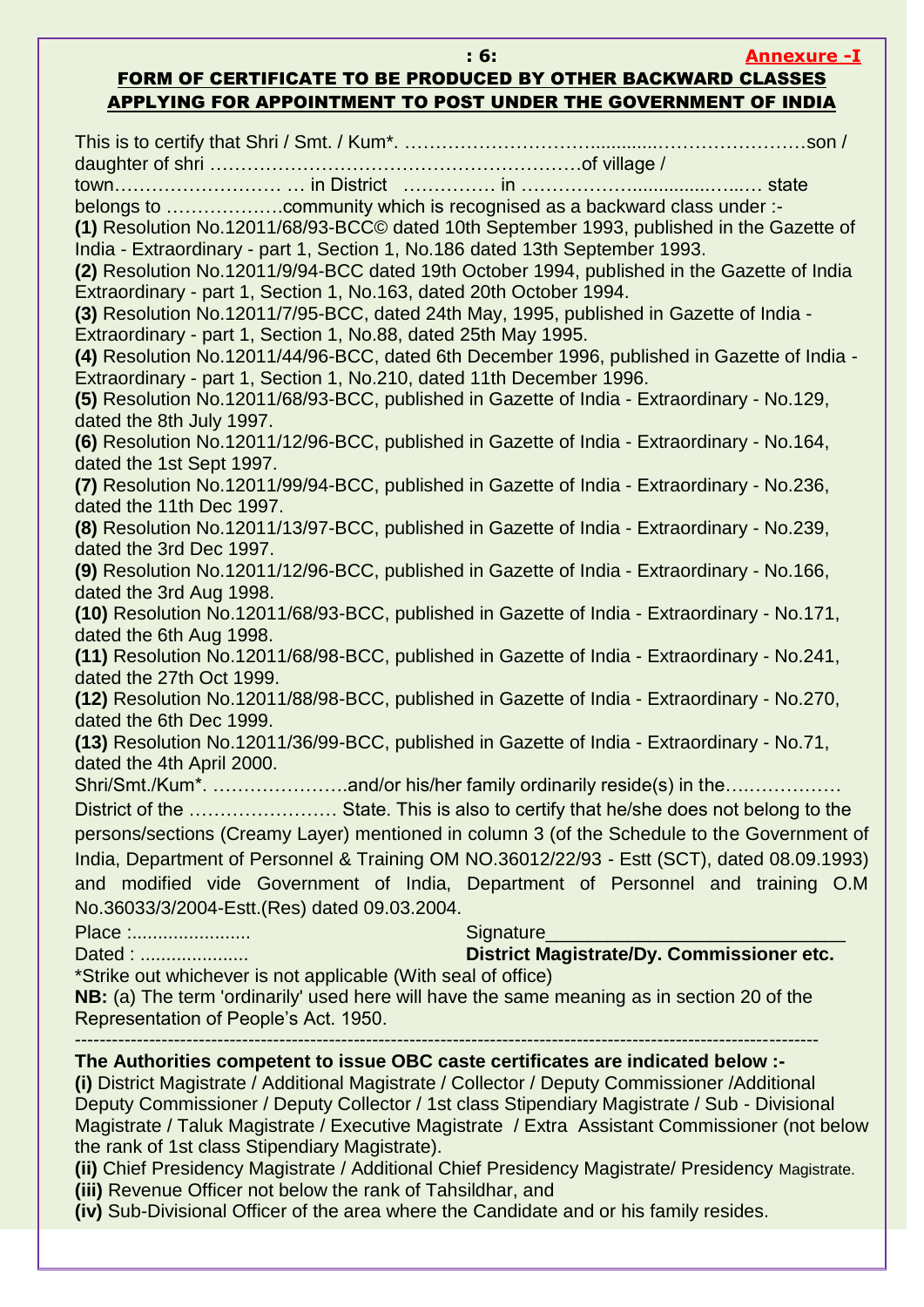**Annexure -I**

## FORM OF CERTIFICATE TO BE PRODUCED BY OTHER BACKWARD CLASSES APPLYING FOR APPOINTMENT TO POST UNDER THE GOVERNMENT OF INDIA

This is to certify that Shri / Smt. / Kum*. ………………………………………………………son / daughter of shri ……………………………………………………of village / town……………………… … in District …………… in ………………………………… state belongs to ………………community which is recognised as a backward class under :-

**(1)** Resolution No.12011/68/93-BCC© dated 10th September 1993, published in the Gazette of India - Extraordinary - part 1, Section 1, No.186 dated 13th September 1993.

**(2)** Resolution No.12011/9/94-BCC dated 19th October 1994, published in the Gazette of India Extraordinary - part 1, Section 1, No.163, dated 20th October 1994.

**(3)** Resolution No.12011/7/95-BCC, dated 24th May, 1995, published in Gazette of India - Extraordinary - part 1, Section 1, No.88, dated 25th May 1995.

**(4)** Resolution No.12011/44/96-BCC, dated 6th December 1996, published in Gazette of India - Extraordinary - part 1, Section 1, No.210, dated 11th December 1996.

**(5)** Resolution No.12011/68/93-BCC, published in Gazette of India - Extraordinary - No.129, dated the 8th July 1997.

**(6)** Resolution No.12011/12/96-BCC, published in Gazette of India - Extraordinary - No.164, dated the 1st Sept 1997.

**(7)** Resolution No.12011/99/94-BCC, published in Gazette of India - Extraordinary - No.236, dated the 11th Dec 1997.

**(8)** Resolution No.12011/13/97-BCC, published in Gazette of India - Extraordinary - No.239, dated the 3rd Dec 1997.

**(9)** Resolution No.12011/12/96-BCC, published in Gazette of India - Extraordinary - No.166, dated the 3rd Aug 1998.

**(10)** Resolution No.12011/68/93-BCC, published in Gazette of India - Extraordinary - No.171, dated the 6th Aug 1998.

**(11)** Resolution No.12011/68/98-BCC, published in Gazette of India - Extraordinary - No.241, dated the 27th Oct 1999.

**(12)** Resolution No.12011/88/98-BCC, published in Gazette of India - Extraordinary - No.270, dated the 6th Dec 1999.

**(13)** Resolution No.12011/36/99-BCC, published in Gazette of India - Extraordinary - No.71, dated the 4th April 2000.

Shri/Smt./Kum*. ………………….and/or his/her family ordinarily reside(s) in the……………… District of the …………………… State. This is also to certify that he/she does not belong to the persons/sections (Creamy Layer) mentioned in column 3 (of the Schedule to the Government of India, Department of Personnel & Training OM NO.36012/22/93 - Estt (SCT), dated 08.09.1993) and modified vide Government of India, Department of Personnel and training O.M No.36033/3/2004-Estt.(Res) dated 09.03.2004.

Place :.......................

Dated : ....................

Signature_____________________________

**District Magistrate/Dy. Commissioner etc.**

*Strike out whichever is not applicable (With seal of office)

**NB:** (a) The term 'ordinarily' used here will have the same meaning as in section 20 of the Representation of People's Act. 1950.

---

**The Authorities competent to issue OBC caste certificates are indicated below :-**

**(i)** District Magistrate / Additional Magistrate / Collector / Deputy Commissioner /Additional Deputy Commissioner / Deputy Collector / 1st class Stipendiary Magistrate / Sub - Divisional Magistrate / Taluk Magistrate / Executive Magistrate / Extra Assistant Commissioner (not below the rank of 1st class Stipendiary Magistrate).

**(ii)** Chief Presidency Magistrate / Additional Chief Presidency Magistrate/ Presidency Magistrate.

**(iii)** Revenue Officer not below the rank of Tahsildhar, and

**(iv)** Sub-Divisional Officer of the area where the Candidate and or his family resides.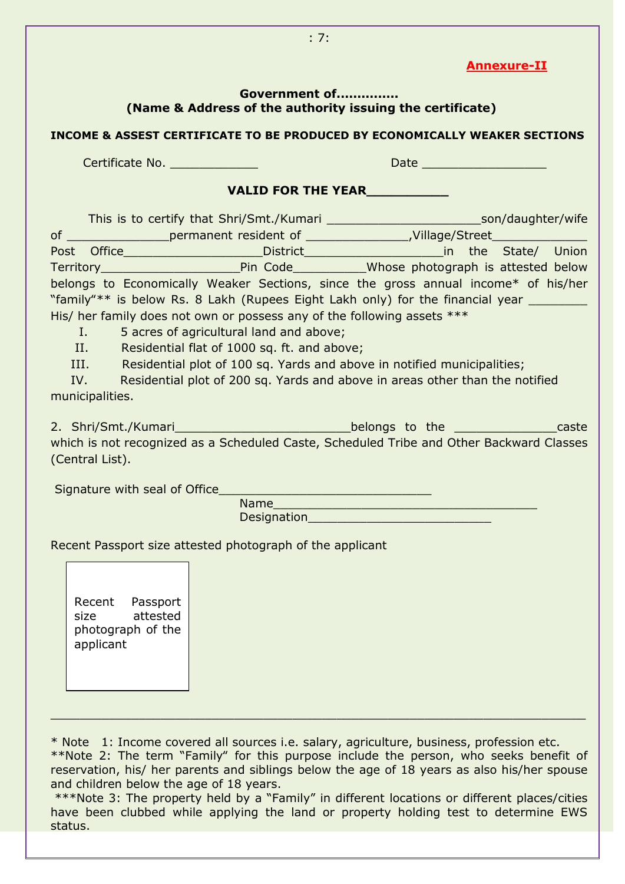**Annexure-II**

**Government of..............**
**(Name & Address of the authority issuing the certificate)**

**INCOME & ASSEST CERTIFICATE TO BE PRODUCED BY ECONOMICALLY WEAKER SECTIONS**

Certificate No. ____________ Date _________________

**VALID FOR THE YEAR__________**

This is to certify that Shri/Smt./Kumari _____________________son/daughter/wife of ______________permanent resident of ______________,Village/Street_____________ Post Office___________________District___________________in the State/ Union Territory___________________Pin Code__________Whose photograph is attested below belongs to Economically Weaker Sections, since the gross annual income* of his/her "family"** is below Rs. 8 Lakh (Rupees Eight Lakh only) for the financial year ________ His/ her family does not own or possess any of the following assets ***

I. 5 acres of agricultural land and above;
II. Residential flat of 1000 sq. ft. and above;
III. Residential plot of 100 sq. Yards and above in notified municipalities;
IV. Residential plot of 200 sq. Yards and above in areas other than the notified municipalities.

2. Shri/Smt./Kumari________________________belongs to the ______________caste which is not recognized as a Scheduled Caste, Scheduled Tribe and Other Backward Classes (Central List).

Signature with seal of Office_____________________________

Name_____________________________________

Designation_________________________

Recent Passport size attested photograph of the applicant

| Recent Passport size attested photograph of the applicant |
|---|

---

* Note 1: Income covered all sources i.e. salary, agriculture, business, profession etc.

**Note 2: The term "Family" for this purpose include the person, who seeks benefit of reservation, his/ her parents and siblings below the age of 18 years as also his/her spouse and children below the age of 18 years.

***Note 3: The property held by a "Family" in different locations or different places/cities have been clubbed while applying the land or property holding test to determine EWS status.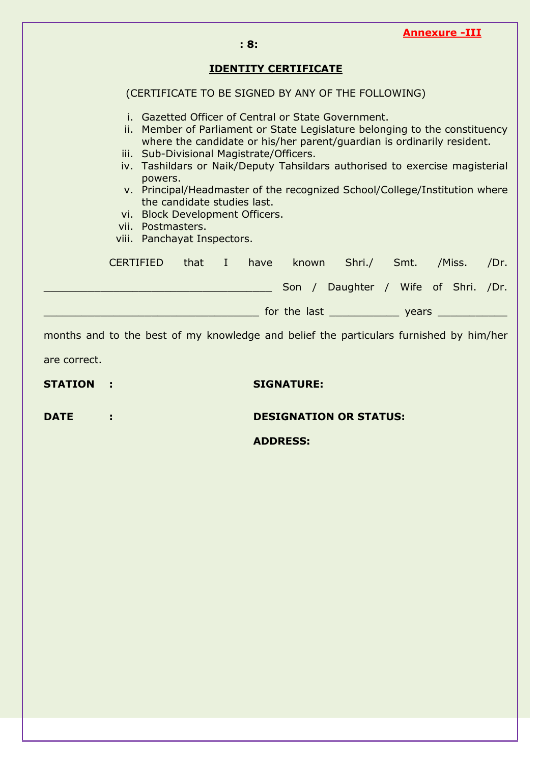**Annexure -III**

## IDENTITY CERTIFICATE

(CERTIFICATE TO BE SIGNED BY ANY OF THE FOLLOWING)

i. Gazetted Officer of Central or State Government.
ii. Member of Parliament or State Legislature belonging to the constituency where the candidate or his/her parent/guardian is ordinarily resident.
iii. Sub-Divisional Magistrate/Officers.
iv. Tashildars or Naik/Deputy Tahsildars authorised to exercise magisterial powers.
v. Principal/Headmaster of the recognized School/College/Institution where the candidate studies last.
vi. Block Development Officers.
vii. Postmasters.
viii. Panchayat Inspectors.

CERTIFIED that I have known Shri./ Smt. /Miss. /Dr. ____________________________________ Son / Daughter / Wife of Shri. /Dr. __________________________________ for the last ___________ years ___________ months and to the best of my knowledge and belief the particulars furnished by him/her are correct.

**STATION :** 

**SIGNATURE:**

**DATE :** 

**DESIGNATION OR STATUS:**

**ADDRESS:**